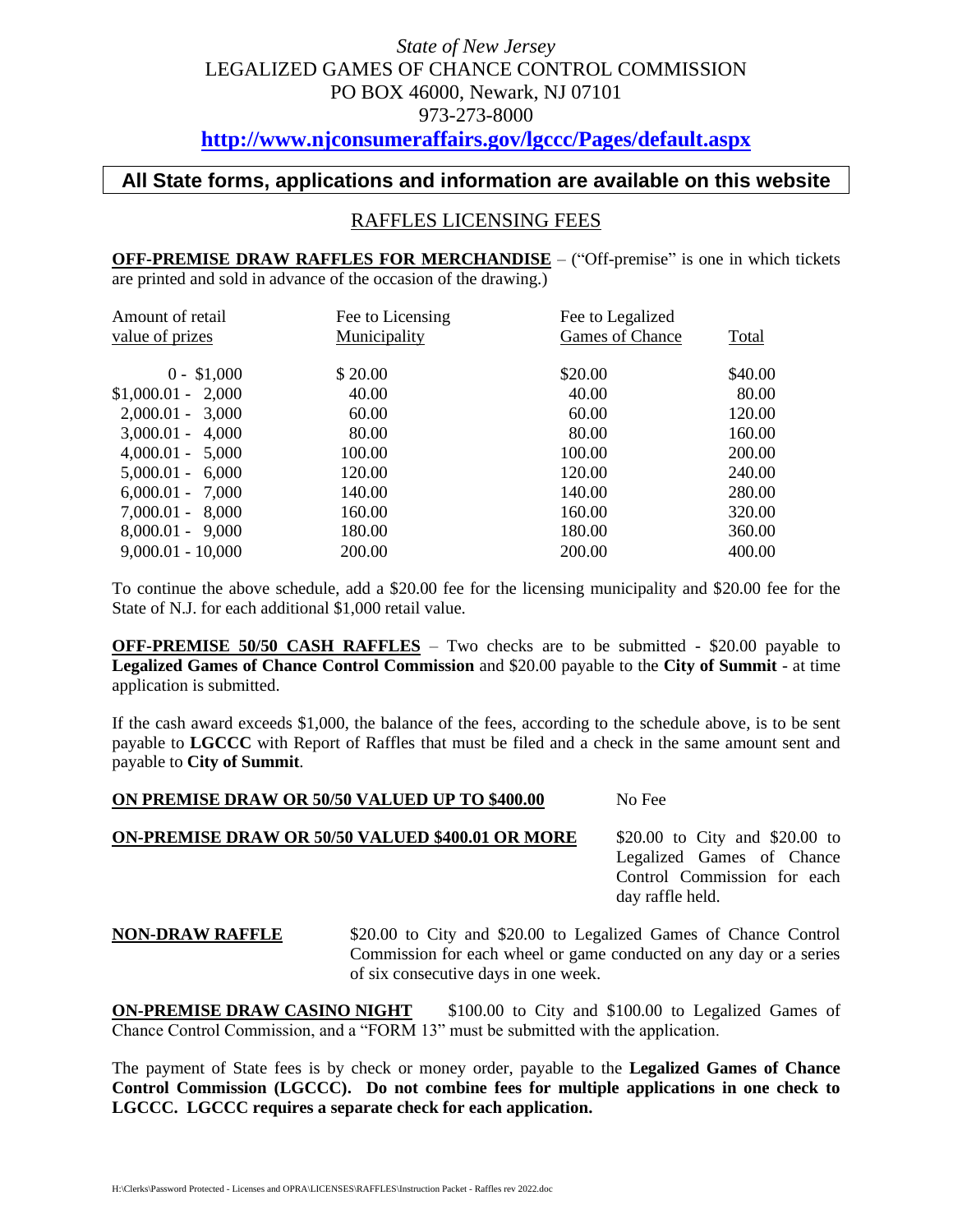*State of New Jersey*

LEGALIZED GAMES OF CHANCE CONTROL COMMISSION

PO BOX 46000, Newark, NJ 07101

973-273-8000

**http://www.njconsumeraffairs.gov/lgccc/Pages/default.aspx**

**All State forms, applications and information are available on this website**

## RAFFLES LICENSING FEES

**OFF-PREMISE DRAW RAFFLES FOR MERCHANDISE** – ("Off-premise" is one in which tickets are printed and sold in advance of the occasion of the drawing.)

| Amount of retail value of prizes | Fee to Licensing Municipality | Fee to Legalized Games of Chance | Total |
|---|---|---|---|
| 0 - $1,000 | $ 20.00 | $20.00 | $40.00 |
| $1,000.01 - 2,000 | 40.00 | 40.00 | 80.00 |
| 2,000.01 - 3,000 | 60.00 | 60.00 | 120.00 |
| 3,000.01 - 4,000 | 80.00 | 80.00 | 160.00 |
| 4,000.01 - 5,000 | 100.00 | 100.00 | 200.00 |
| 5,000.01 - 6,000 | 120.00 | 120.00 | 240.00 |
| 6,000.01 - 7,000 | 140.00 | 140.00 | 280.00 |
| 7,000.01 - 8,000 | 160.00 | 160.00 | 320.00 |
| 8,000.01 - 9,000 | 180.00 | 180.00 | 360.00 |
| 9,000.01 - 10,000 | 200.00 | 200.00 | 400.00 |

To continue the above schedule, add a $20.00 fee for the licensing municipality and $20.00 fee for the State of N.J. for each additional $1,000 retail value.

**OFF-PREMISE 50/50 CASH RAFFLES** – Two checks are to be submitted - $20.00 payable to **Legalized Games of Chance Control Commission** and $20.00 payable to the **City of Summit** - at time application is submitted.

If the cash award exceeds $1,000, the balance of the fees, according to the schedule above, is to be sent payable to **LGCCC** with Report of Raffles that must be filed and a check in the same amount sent and payable to **City of Summit**.

**ON PREMISE DRAW OR 50/50 VALUED UP TO $400.00** — No Fee

**ON-PREMISE DRAW OR 50/50 VALUED $400.01 OR MORE** — $20.00 to City and $20.00 to Legalized Games of Chance Control Commission for each day raffle held.

**NON-DRAW RAFFLE** — $20.00 to City and $20.00 to Legalized Games of Chance Control Commission for each wheel or game conducted on any day or a series of six consecutive days in one week.

**ON-PREMISE DRAW CASINO NIGHT** — $100.00 to City and $100.00 to Legalized Games of Chance Control Commission, and a "FORM 13" must be submitted with the application.

The payment of State fees is by check or money order, payable to the **Legalized Games of Chance Control Commission (LGCCC). Do not combine fees for multiple applications in one check to LGCCC. LGCCC requires a separate check for each application.**

H:\Clerks\Password Protected - Licenses and OPRA\LICENSES\RAFFLES\Instruction Packet - Raffles rev 2022.doc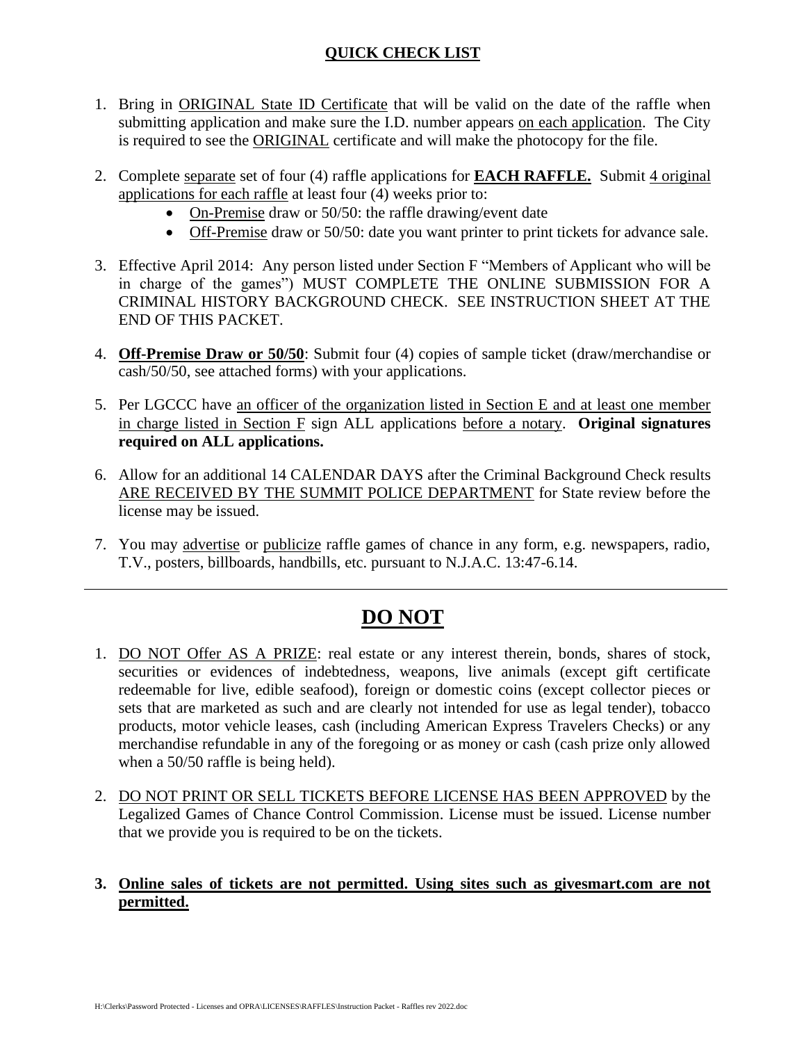## QUICK CHECK LIST

1. Bring in ORIGINAL State ID Certificate that will be valid on the date of the raffle when submitting application and make sure the I.D. number appears on each application. The City is required to see the ORIGINAL certificate and will make the photocopy for the file.

2. Complete separate set of four (4) raffle applications for **EACH RAFFLE.** Submit 4 original applications for each raffle at least four (4) weeks prior to:
   - On-Premise draw or 50/50: the raffle drawing/event date
   - Off-Premise draw or 50/50: date you want printer to print tickets for advance sale.

3. Effective April 2014: Any person listed under Section F "Members of Applicant who will be in charge of the games") MUST COMPLETE THE ONLINE SUBMISSION FOR A CRIMINAL HISTORY BACKGROUND CHECK. SEE INSTRUCTION SHEET AT THE END OF THIS PACKET.

4. **Off-Premise Draw or 50/50**: Submit four (4) copies of sample ticket (draw/merchandise or cash/50/50, see attached forms) with your applications.

5. Per LGCCC have an officer of the organization listed in Section E and at least one member in charge listed in Section F sign ALL applications before a notary. **Original signatures required on ALL applications.**

6. Allow for an additional 14 CALENDAR DAYS after the Criminal Background Check results ARE RECEIVED BY THE SUMMIT POLICE DEPARTMENT for State review before the license may be issued.

7. You may advertise or publicize raffle games of chance in any form, e.g. newspapers, radio, T.V., posters, billboards, handbills, etc. pursuant to N.J.A.C. 13:47-6.14.

---

# DO NOT

1. DO NOT Offer AS A PRIZE: real estate or any interest therein, bonds, shares of stock, securities or evidences of indebtedness, weapons, live animals (except gift certificate redeemable for live, edible seafood), foreign or domestic coins (except collector pieces or sets that are marketed as such and are clearly not intended for use as legal tender), tobacco products, motor vehicle leases, cash (including American Express Travelers Checks) or any merchandise refundable in any of the foregoing or as money or cash (cash prize only allowed when a 50/50 raffle is being held).

2. DO NOT PRINT OR SELL TICKETS BEFORE LICENSE HAS BEEN APPROVED by the Legalized Games of Chance Control Commission. License must be issued. License number that we provide you is required to be on the tickets.

3. **Online sales of tickets are not permitted. Using sites such as givesmart.com are not permitted.**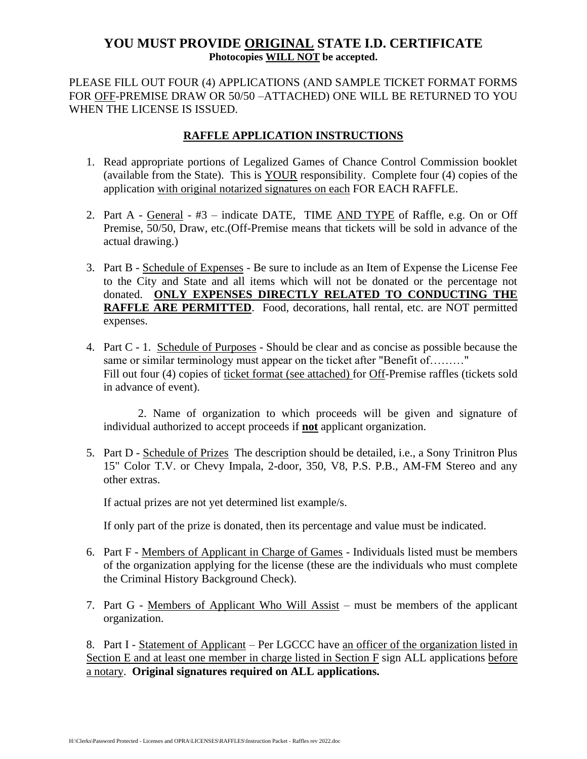# YOU MUST PROVIDE <u>ORIGINAL</u> STATE I.D. CERTIFICATE

**Photocopies <u>WILL NOT</u> be accepted.**

PLEASE FILL OUT FOUR (4) APPLICATIONS (AND SAMPLE TICKET FORMAT FORMS FOR <u>OFF</u>-PREMISE DRAW OR 50/50 –ATTACHED) ONE WILL BE RETURNED TO YOU WHEN THE LICENSE IS ISSUED.

## <u>RAFFLE APPLICATION INSTRUCTIONS</u>

1. Read appropriate portions of Legalized Games of Chance Control Commission booklet (available from the State). This is <u>YOUR</u> responsibility. Complete four (4) copies of the application <u>with original notarized signatures on each</u> FOR EACH RAFFLE.

2. Part A - <u>General</u> - #3 – indicate DATE, TIME <u>AND TYPE</u> of Raffle, e.g. On or Off Premise, 50/50, Draw, etc.(Off-Premise means that tickets will be sold in advance of the actual drawing.)

3. Part B - <u>Schedule of Expenses</u> - Be sure to include as an Item of Expense the License Fee to the City and State and all items which will not be donated or the percentage not donated. **<u>ONLY EXPENSES DIRECTLY RELATED TO CONDUCTING THE RAFFLE ARE PERMITTED</u>**. Food, decorations, hall rental, etc. are NOT permitted expenses.

4. Part C - 1. <u>Schedule of Purposes</u> - Should be clear and as concise as possible because the same or similar terminology must appear on the ticket after "Benefit of………"
   Fill out four (4) copies of <u>ticket format (see attached)</u> for <u>Off</u>-Premise raffles (tickets sold in advance of event).

   2. Name of organization to which proceeds will be given and signature of individual authorized to accept proceeds if **<u>not</u>** applicant organization.

5. Part D - <u>Schedule of Prizes</u> The description should be detailed, i.e., a Sony Trinitron Plus 15" Color T.V. or Chevy Impala, 2-door, 350, V8, P.S. P.B., AM-FM Stereo and any other extras.

   If actual prizes are not yet determined list example/s.

   If only part of the prize is donated, then its percentage and value must be indicated.

6. Part F - <u>Members of Applicant in Charge of Games</u> - Individuals listed must be members of the organization applying for the license (these are the individuals who must complete the Criminal History Background Check).

7. Part G - <u>Members of Applicant Who Will Assist</u> – must be members of the applicant organization.

8. Part I - <u>Statement of Applicant</u> – Per LGCCC have <u>an officer of the organization listed in Section E and at least one member in charge listed in Section F</u> sign ALL applications <u>before a notary</u>. **Original signatures required on ALL applications.**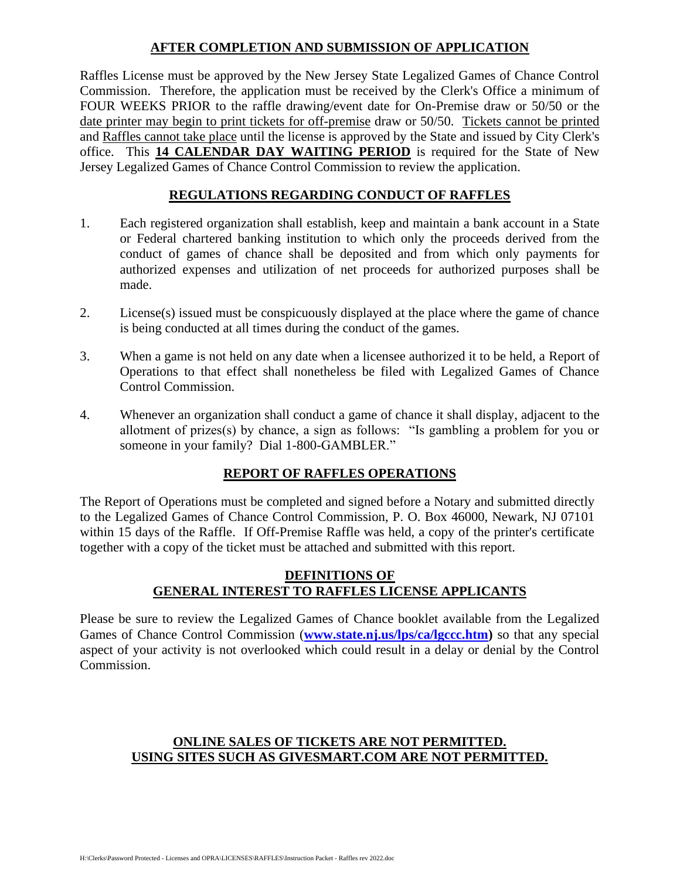## AFTER COMPLETION AND SUBMISSION OF APPLICATION

Raffles License must be approved by the New Jersey State Legalized Games of Chance Control Commission. Therefore, the application must be received by the Clerk's Office a minimum of FOUR WEEKS PRIOR to the raffle drawing/event date for On-Premise draw or 50/50 or the date printer may begin to print tickets for off-premise draw or 50/50. Tickets cannot be printed and Raffles cannot take place until the license is approved by the State and issued by City Clerk's office. This **14 CALENDAR DAY WAITING PERIOD** is required for the State of New Jersey Legalized Games of Chance Control Commission to review the application.

## REGULATIONS REGARDING CONDUCT OF RAFFLES

1. Each registered organization shall establish, keep and maintain a bank account in a State or Federal chartered banking institution to which only the proceeds derived from the conduct of games of chance shall be deposited and from which only payments for authorized expenses and utilization of net proceeds for authorized purposes shall be made.

2. License(s) issued must be conspicuously displayed at the place where the game of chance is being conducted at all times during the conduct of the games.

3. When a game is not held on any date when a licensee authorized it to be held, a Report of Operations to that effect shall nonetheless be filed with Legalized Games of Chance Control Commission.

4. Whenever an organization shall conduct a game of chance it shall display, adjacent to the allotment of prizes(s) by chance, a sign as follows: "Is gambling a problem for you or someone in your family? Dial 1-800-GAMBLER."

## REPORT OF RAFFLES OPERATIONS

The Report of Operations must be completed and signed before a Notary and submitted directly to the Legalized Games of Chance Control Commission, P. O. Box 46000, Newark, NJ 07101 within 15 days of the Raffle. If Off-Premise Raffle was held, a copy of the printer's certificate together with a copy of the ticket must be attached and submitted with this report.

## DEFINITIONS OF GENERAL INTEREST TO RAFFLES LICENSE APPLICANTS

Please be sure to review the Legalized Games of Chance booklet available from the Legalized Games of Chance Control Commission (**www.state.nj.us/lps/ca/lgccc.htm**) so that any special aspect of your activity is not overlooked which could result in a delay or denial by the Control Commission.

## ONLINE SALES OF TICKETS ARE NOT PERMITTED. USING SITES SUCH AS GIVESMART.COM ARE NOT PERMITTED.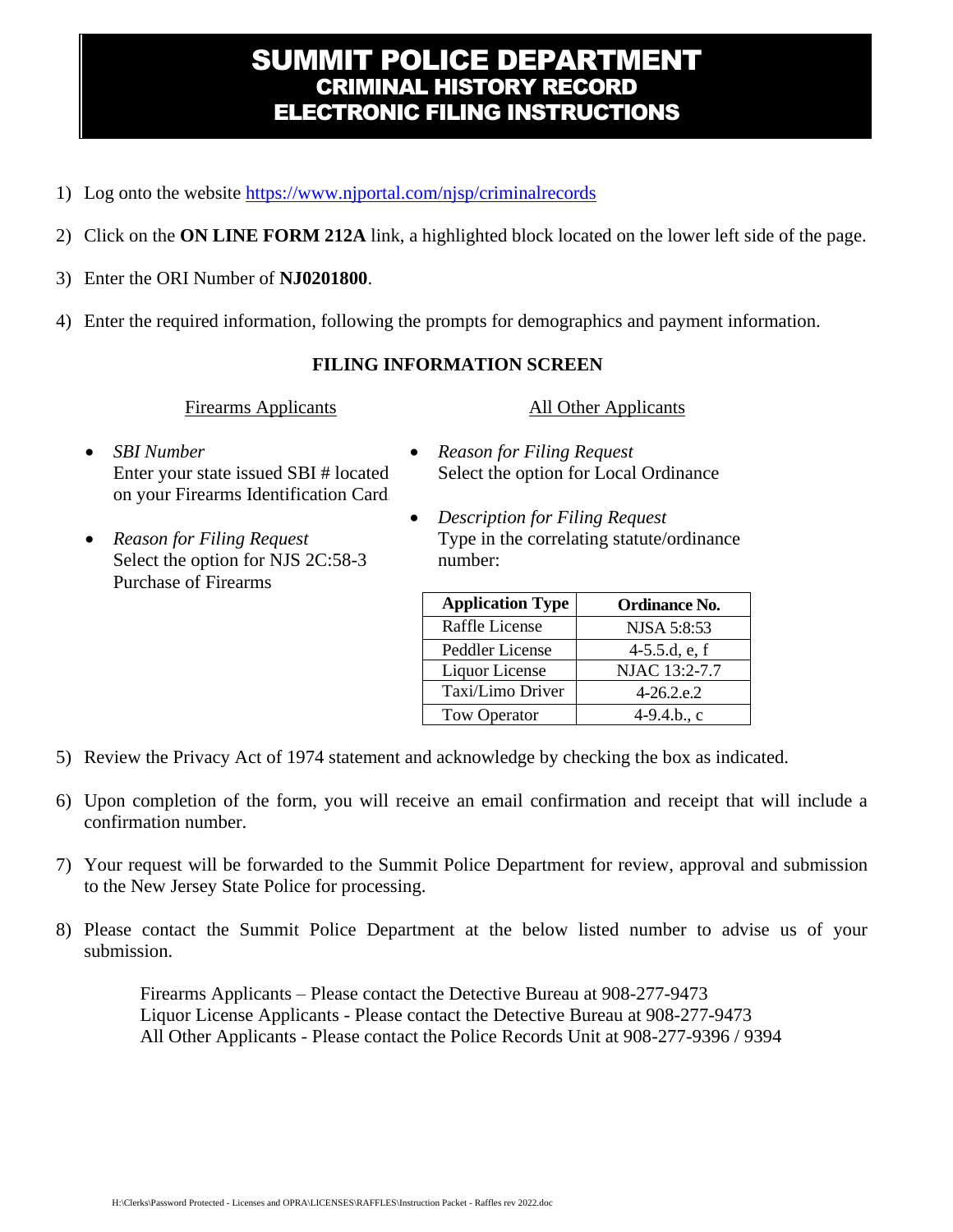# SUMMIT POLICE DEPARTMENT
## CRIMINAL HISTORY RECORD
## ELECTRONIC FILING INSTRUCTIONS

1) Log onto the website https://www.njportal.com/njsp/criminalrecords
2) Click on the **ON LINE FORM 212A** link, a highlighted block located on the lower left side of the page.
3) Enter the ORI Number of **NJ0201800**.
4) Enter the required information, following the prompts for demographics and payment information.

**FILING INFORMATION SCREEN**

Firearms Applicants

- *SBI Number*
  Enter your state issued SBI # located on your Firearms Identification Card.
- *Reason for Filing Request*
  Select the option for NJS 2C:58-3 Purchase of Firearms

All Other Applicants

- *Reason for Filing Request*
  Select the option for Local Ordinance
- *Description for Filing Request*
  Type in the correlating statute/ordinance number:

| Application Type | Ordinance No. |
|---|---|
| Raffle License | NJSA 5:8:53 |
| Peddler License | 4-5.5.d, e, f |
| Liquor License | NJAC 13:2-7.7 |
| Taxi/Limo Driver | 4-26.2.e.2 |
| Tow Operator | 4-9.4.b., c |

5) Review the Privacy Act of 1974 statement and acknowledge by checking the box as indicated.
6) Upon completion of the form, you will receive an email confirmation and receipt that will include a confirmation number.
7) Your request will be forwarded to the Summit Police Department for review, approval and submission to the New Jersey State Police for processing.
8) Please contact the Summit Police Department at the below listed number to advise us of your submission.

   Firearms Applicants – Please contact the Detective Bureau at 908-277-9473
   Liquor License Applicants - Please contact the Detective Bureau at 908-277-9473
   All Other Applicants - Please contact the Police Records Unit at 908-277-9396 / 9394

H:\Clerks\Password Protected - Licenses and OPRA\LICENSES\RAFFLES\Instruction Packet - Raffles rev 2022.doc